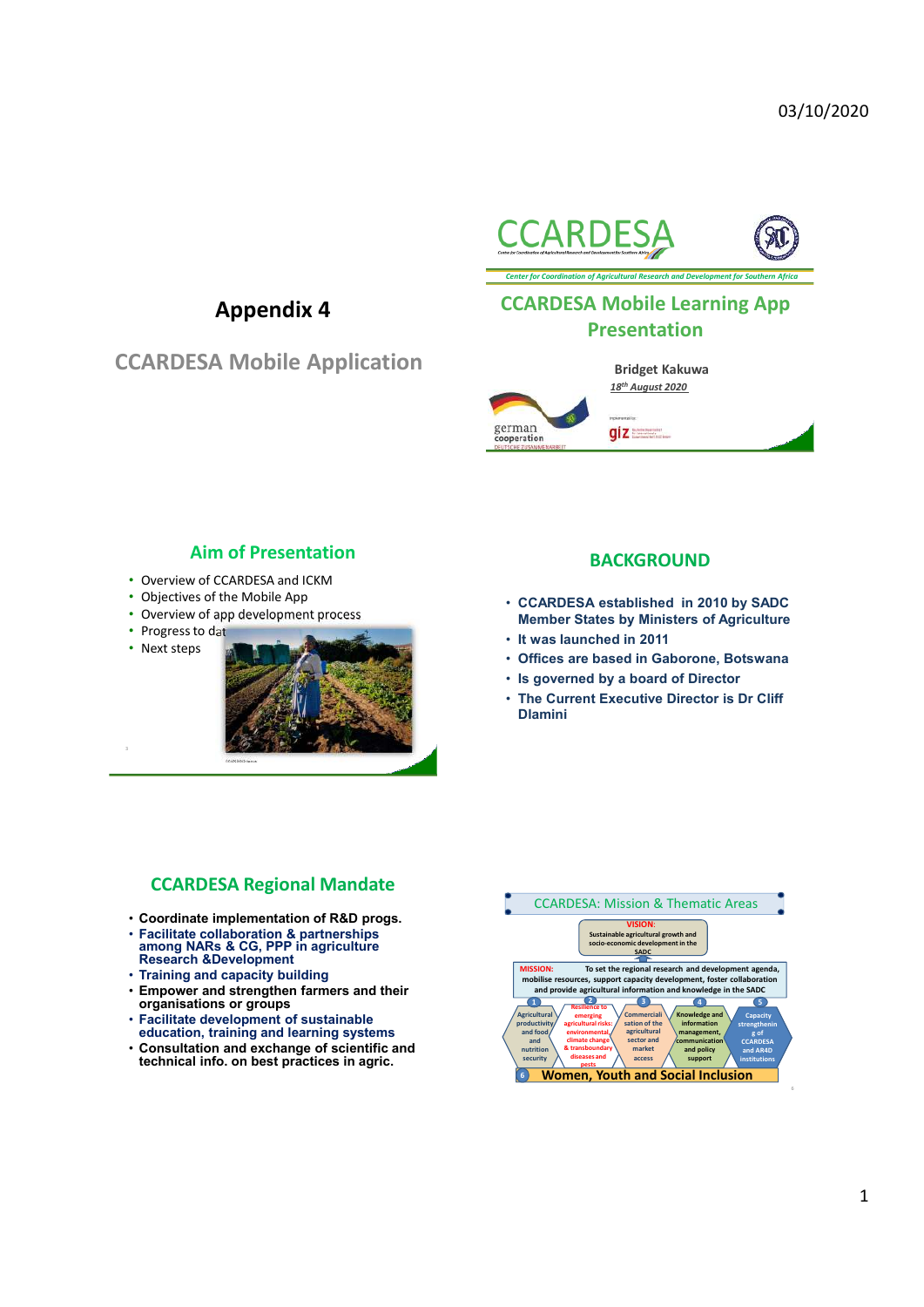# Appendix 4

## CCARDESA Mobile Application

CCARDESA

*Center for Coordination of Agricultural Research and Development for Southern Africa*

## CCARDESA Mobile Learning App Presentation

Bridget Kakuwa

*18th August 2020*

german cooperation

DEUTSCHE ZUSAMMENARBEIT

giz

## Aim of Presentation

- Overview of CCARDESA and ICKM
- Objectives of the Mobile App
- Overview of app development process
- Progress to date
- Next steps

## BACKGROUND

- **CCARDESA established in 2010 by SADC Member States by Ministers of Agriculture**
- **It was launched in 2011**
- **Offices are based in Gaborone, Botswana**
- **Is governed by a board of Director**
- **The Current Executive Director is Dr Cliff Dlamini**

## CCARDESA Regional Mandate

- **Coordinate implementation of R&D progs.**
- **Facilitate collaboration & partnerships among NARs & CG, PPP in agriculture Research &Development**
- **Training and capacity building**
- **Empower and strengthen farmers and their organisations or groups**
- **Facilitate development of sustainable education, training and learning systems**
- **Consultation and exchange of scientific and technical info. on best practices in agric.**

## CCARDESA: Mission & Thematic Areas

**VISION:** Sustainable agricultural growth and socio-economic development in the SADC

**MISSION:** To set the regional research and development agenda, mobilise resources, support capacity development, foster collaboration and provide agricultural information and knowledge in the SADC

1. Agricultural productivity and food and nutrition security
2. Resilience to emerging agricultural risks: environmental, climate change & transboundary diseases and pests
3. Commercialisation of the agricultural sector and market access
4. Knowledge and information management, communication and policy support
5. Capacity strengthening of CCARDESA and AR4D institutions
6. Women, Youth and Social Inclusion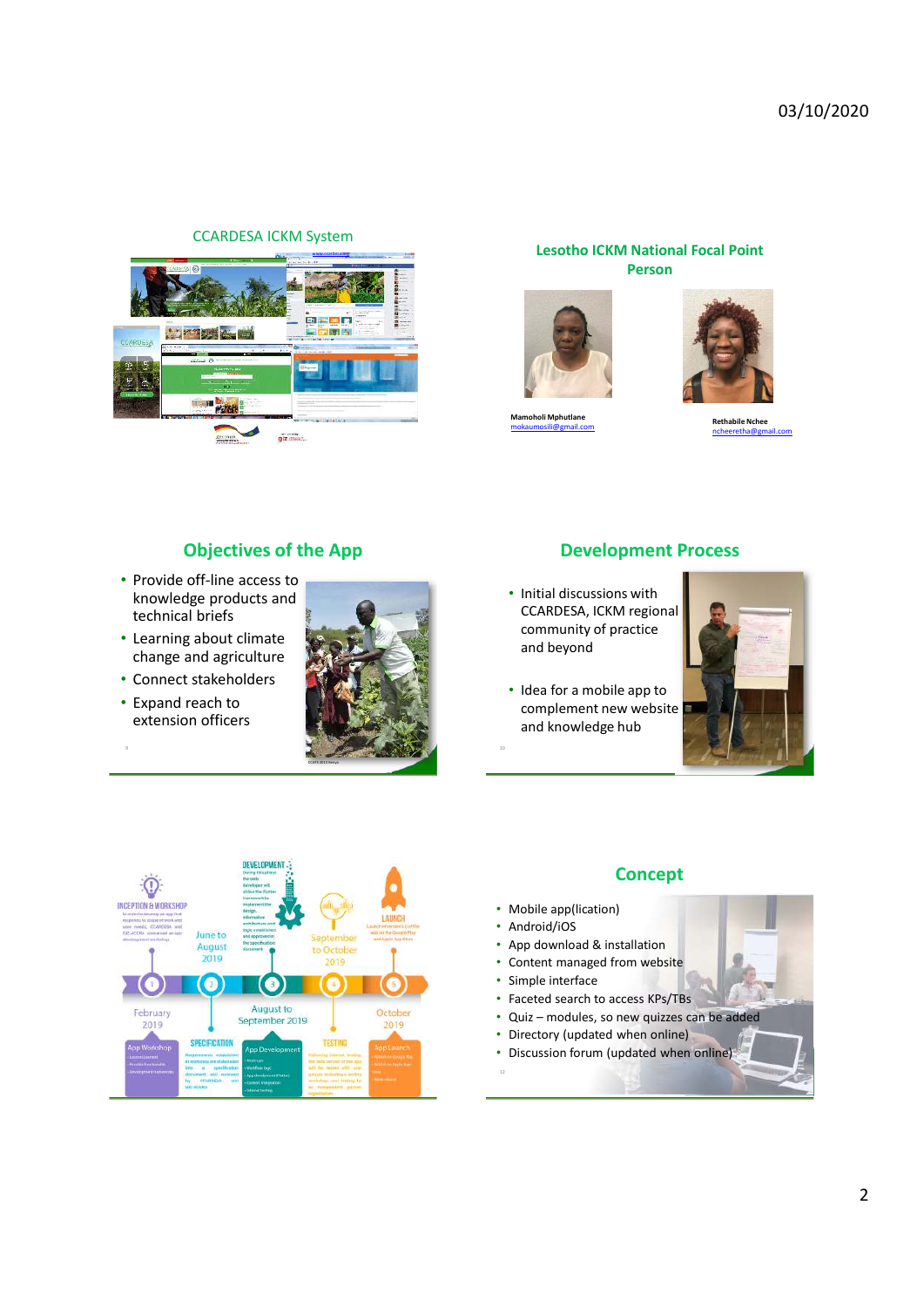## CCARDESA ICKM System

## Lesotho ICKM National Focal Point Person

**Mamoholi Mphutlane**
mokaumosili@gmail.com

**Rethabile Nchee**
ncheeretha@gmail.com

## Objectives of the App

- Provide off-line access to knowledge products and technical briefs
- Learning about climate change and agriculture
- Connect stakeholders
- Expand reach to extension officers

## Development Process

- Initial discussions with CCARDESA, ICKM regional community of practice and beyond
- Idea for a mobile app to complement new website and knowledge hub

INCEPTION & WORKSHOP
February 2019
App Workshop

SPECIFICATION
June to August 2019

DEVELOPMENT
August to September 2019
App Development

TESTING
September to October 2019

LAUNCH
October 2019
App Launch

## Concept

- Mobile app(lication)
- Android/iOS
- App download & installation
- Content managed from website
- Simple interface
- Faceted search to access KPs/TBs
- Quiz – modules, so new quizzes can be added
- Directory (updated when online)
- Discussion forum (updated when online)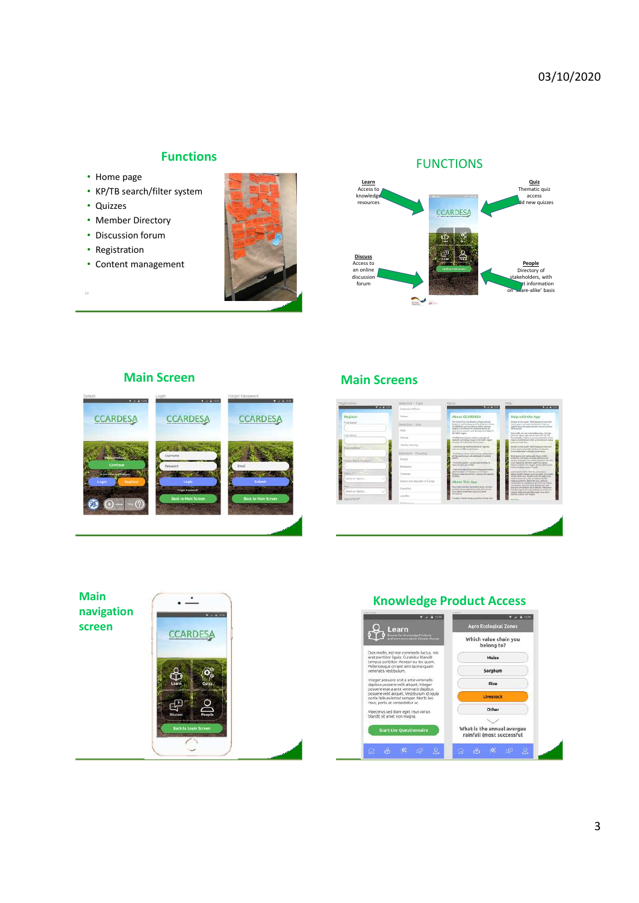03/10/2020

## Functions

- Home page
- KP/TB search/filter system
- Quizzes
- Member Directory
- Discussion forum
- Registration
- Content management

## FUNCTIONS

**Learn**
Access to knowledge resources

**Quiz**
Thematic quiz access and new quizzes

**Discuss**
Access to an online discussion forum

**People**
Directory of stakeholders, with contact information on a 'share-alike' basis

## Main Screen

## Main Screens

## Main navigation screen

## Knowledge Product Access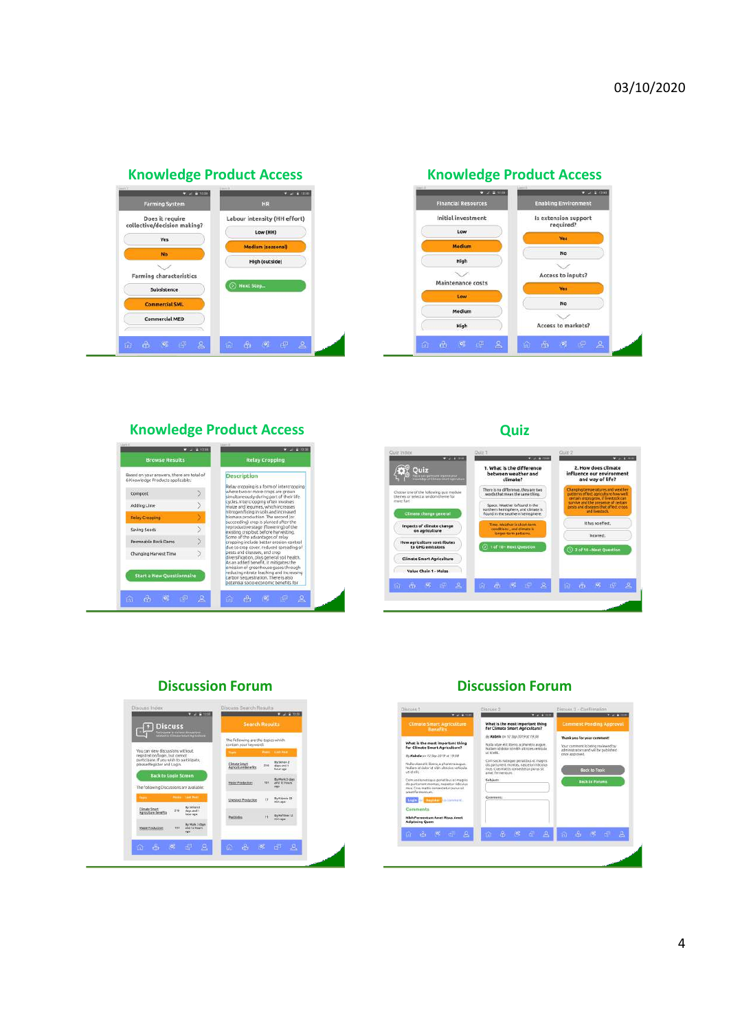03/10/2020

## Knowledge Product Access

Farming System

Does it require collective/decision making?

Yes

No

Farming characteristics

Subsistence

Commercial SML

Commercial MED

HR

Labour intensity (HH effort)

Low (HH)

Medium (seasonal)

High (outside)

Next Step...

## Knowledge Product Access

Financial Resources

Initial investment

Low

Medium

High

Maintenance costs

Low

Medium

High

Enabling Environment

Is extension support required?

Yes

No

Access to inputs?

Yes

No

Access to markets?

## Knowledge Product Access

Browse Results

Based on your answers, there are total of 6 Knowledge Products applicable.

Compost

Adding Lime

Relay Cropping

Saving Seeds

Permeable Rock Dams

Changing Harvest Time

Start a New Questionnaire

Relay Cropping

Description

Relay cropping is a form of intercropping where two or more crops are grown simultaneously during part of their life cycles. Intercropping often involves maize and legumes, which increases nitrogen fixing in soils and increased biomass production. The second (or succeeding) crop is planted after the reproductive stage (flowering) of the existing crop but before harvesting. Some of the advantages of relay cropping include better erosion control due to crop cover, reduced spreading of pests and diseases, and crop diversification, plus general soil health. As an added benefit, it mitigates the emission of greenhouse gases through reducing nitrate leaching and increasing carbon sequestration. There is also potential socio-economic benefits for

## Quiz

Quiz

Choose one of the following quiz modules (themes or select a random theme for more fun)

Climate change general

Impacts of climate change on agriculture

How agriculture contributes to GHG emissions

Climate Smart Agriculture

Value Chain 1 - Maize

1. What is the difference between weather and climate?

There is no difference, they are two words that mean the same thing.

Space. Weather is found in the northern hemisphere, and climate is found in the southern hemisphere.

Time. Weather is short-term conditions, and climate is longer-term patterns.

1 of 10 - Next Question

2. How does climate influence our environment and way of life?

Changing temperatures and weather patterns affect agriculture how well certain crops grow, if livestock can survive and the presence of certain pests and diseases that affect crops and livestock.

It has no effect.

Incorrect.

2 of 10 - Next Question

## Discussion Forum

Discuss

You can view discussions without registering/login, but cannot participate. If you wish to participate, please Register and Login.

Back to Login Screen

The following Discussions are available:

Climate Smart Agriculture Benefits

Maize Production

Search Results

The following are the topics which contain your keyword:

Climate Smart Agriculture Benefits

Maize Production

Livestock Production

Pesticides

## Discussion Forum

Climate Smart Agriculture Benefits

What is the most important thing for Climate Smart Agriculture?

Comments

What is the most important thing for Climate Smart Agriculture?

Subject:

Comment:

Comment Pending Approval

Thank you for your comment!

Your comment is being reviewed by administrators and will be published once approved.

Back to Topic

Back to Forums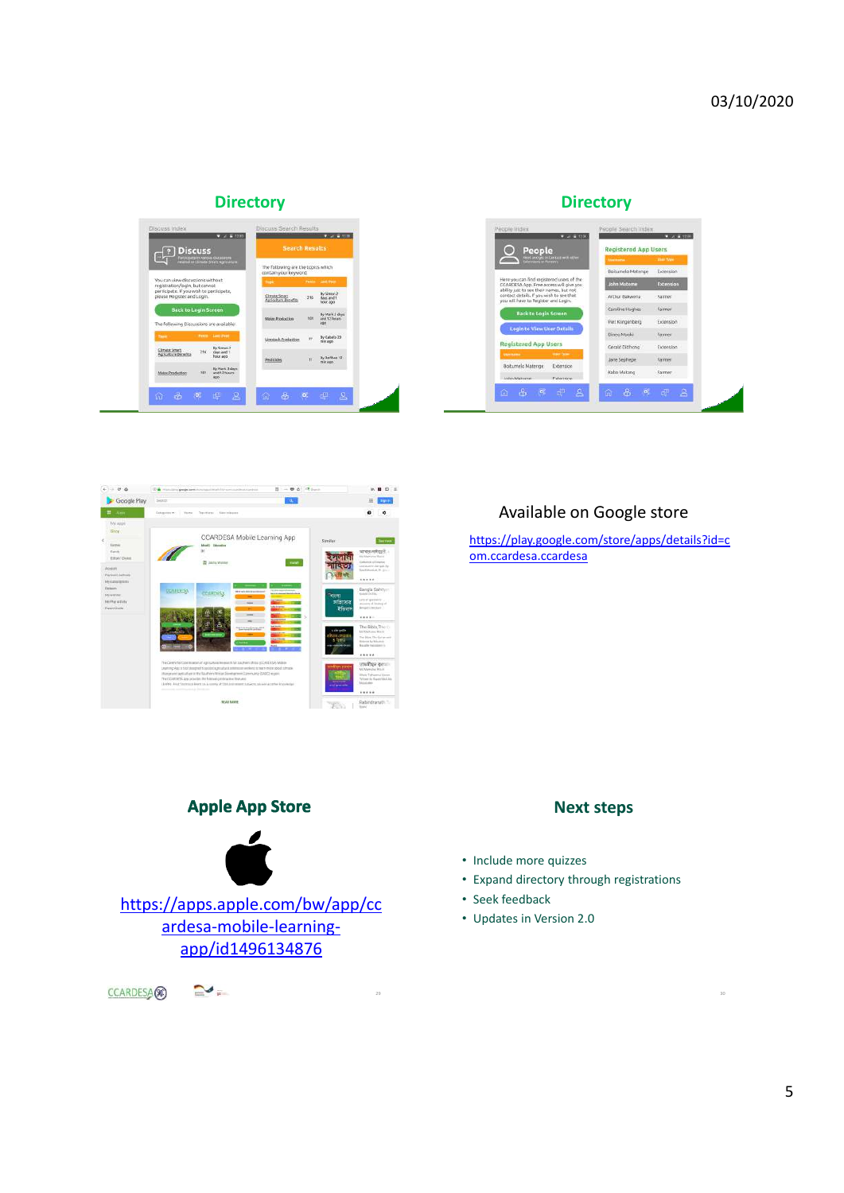## Directory

## Directory

Available on Google store

https://play.google.com/store/apps/details?id=com.ccardesa.ccardesa

## Apple App Store

https://apps.apple.com/bw/app/ccardesa-mobile-learning-app/id1496134876

## Next steps

- Include more quizzes
- Expand directory through registrations
- Seek feedback
- Updates in Version 2.0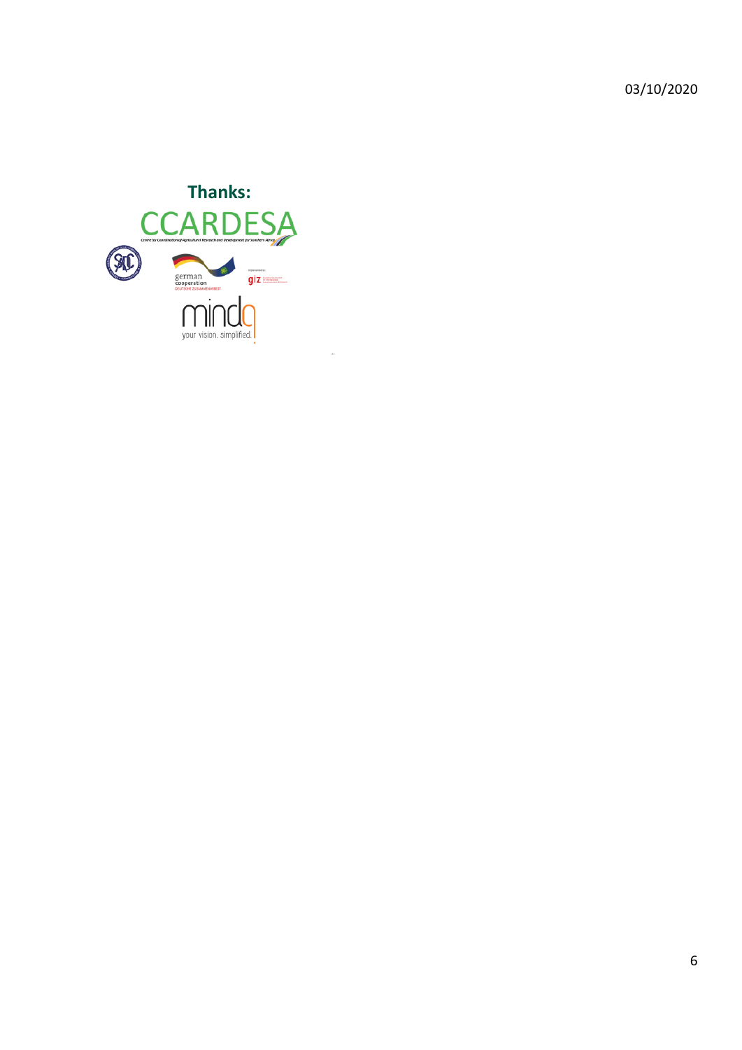**Thanks:**

CCARDESA

Centre for Coordination of Agricultural Research and Development for Southern Africa

german cooperation

DEUTSCHE ZUSAMMENARBEIT

giz

mindq

your vision. simplified.